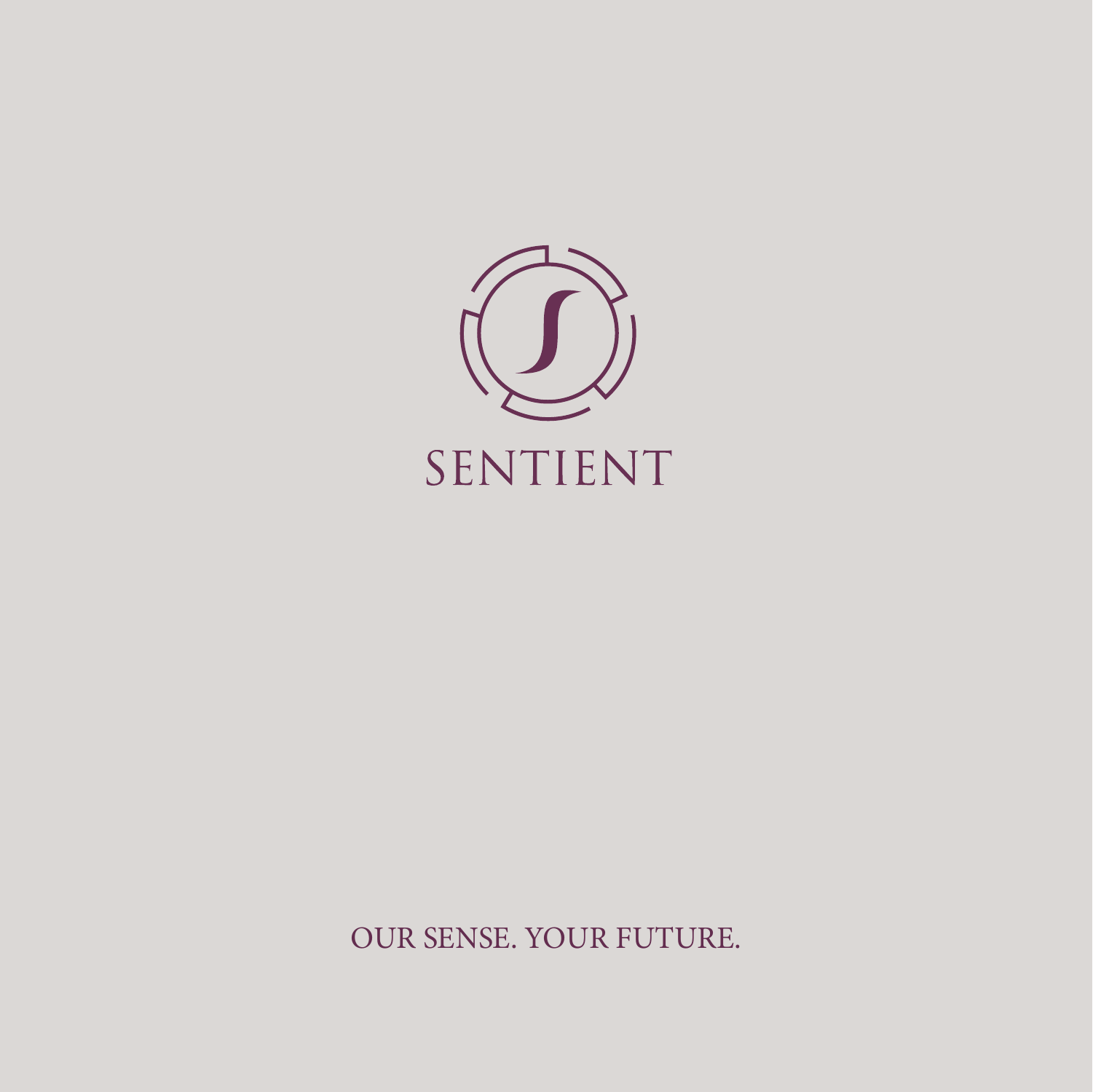# SENTIENT

OUR SENSE. YOUR FUTURE.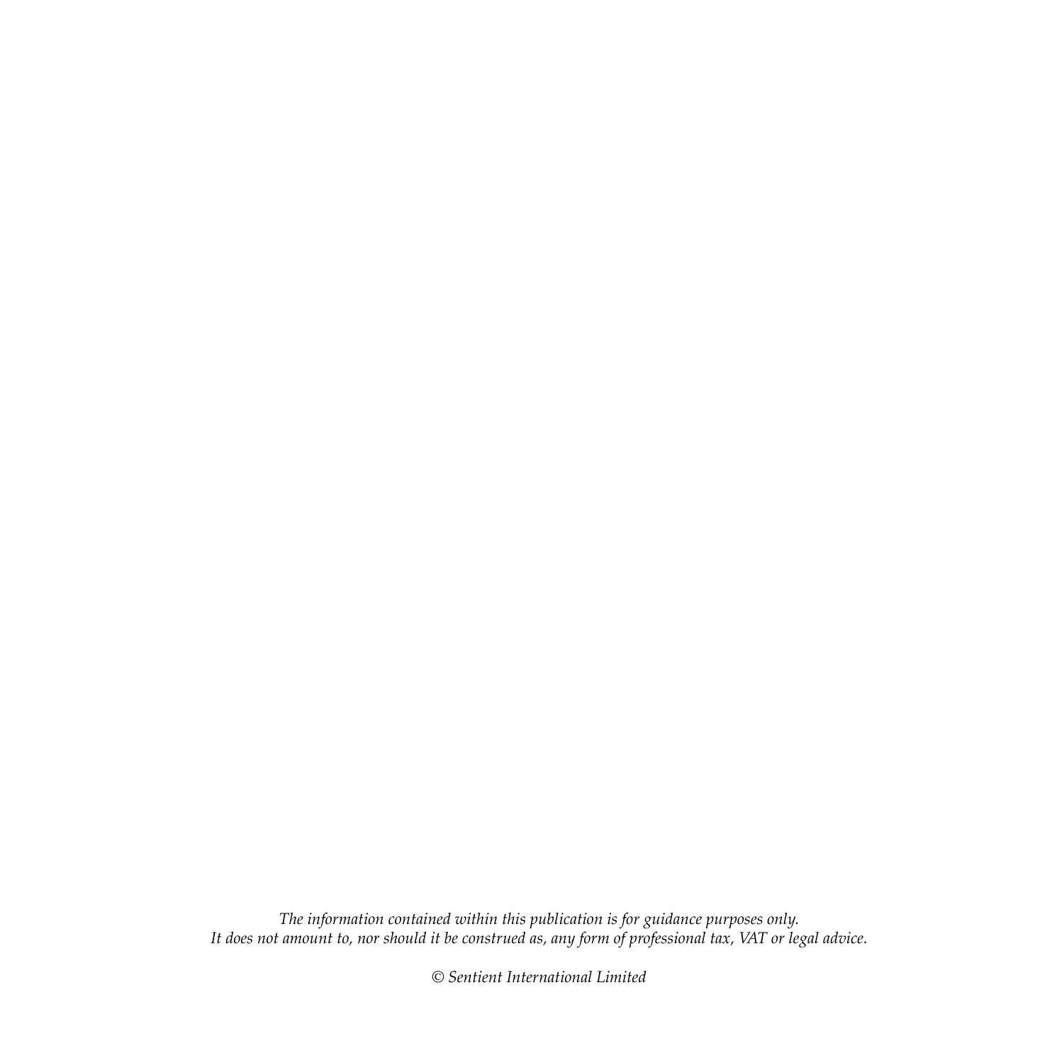*The information contained within this publication is for guidance purposes only.*
*It does not amount to, nor should it be construed as, any form of professional tax, VAT or legal advice.*

*© Sentient International Limited*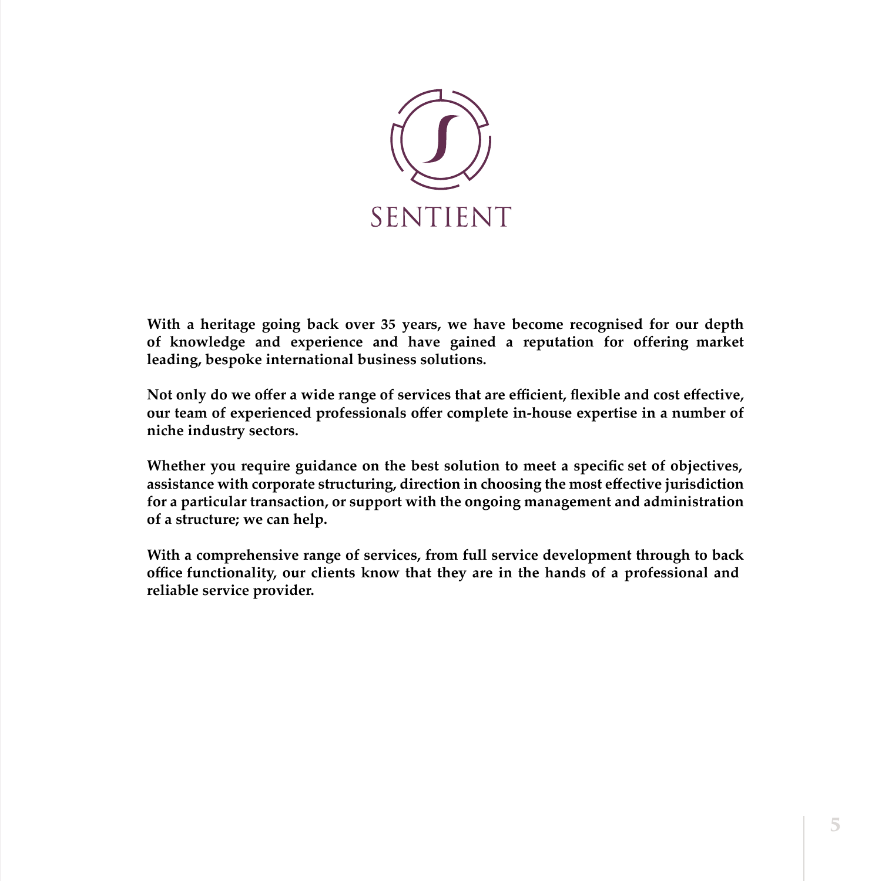# SENTIENT

**With a heritage going back over 35 years, we have become recognised for our depth of knowledge and experience and have gained a reputation for offering market leading, bespoke international business solutions.**

**Not only do we offer a wide range of services that are efficient, flexible and cost effective, our team of experienced professionals offer complete in-house expertise in a number of niche industry sectors.**

**Whether you require guidance on the best solution to meet a specific set of objectives, assistance with corporate structuring, direction in choosing the most effective jurisdiction for a particular transaction, or support with the ongoing management and administration of a structure; we can help.**

**With a comprehensive range of services, from full service development through to back office functionality, our clients know that they are in the hands of a professional and reliable service provider.**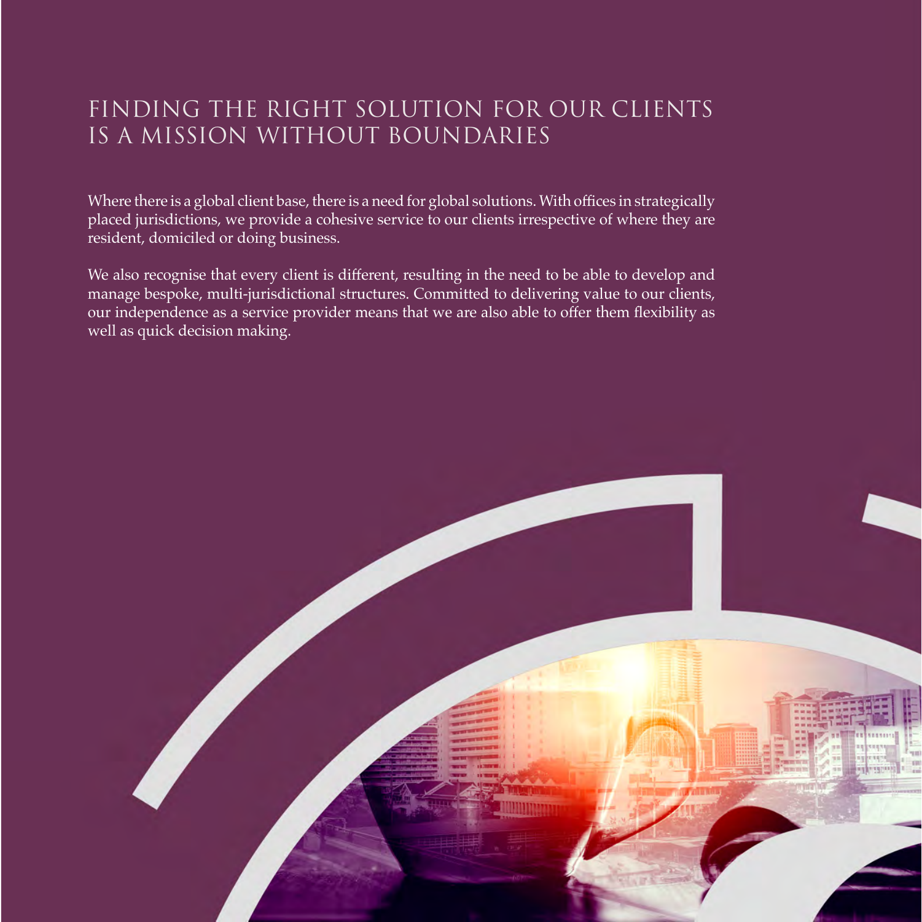# FINDING THE RIGHT SOLUTION FOR OUR CLIENTS IS A MISSION WITHOUT BOUNDARIES

Where there is a global client base, there is a need for global solutions. With offices in strategically placed jurisdictions, we provide a cohesive service to our clients irrespective of where they are resident, domiciled or doing business.

We also recognise that every client is different, resulting in the need to be able to develop and manage bespoke, multi-jurisdictional structures. Committed to delivering value to our clients, our independence as a service provider means that we are also able to offer them flexibility as well as quick decision making.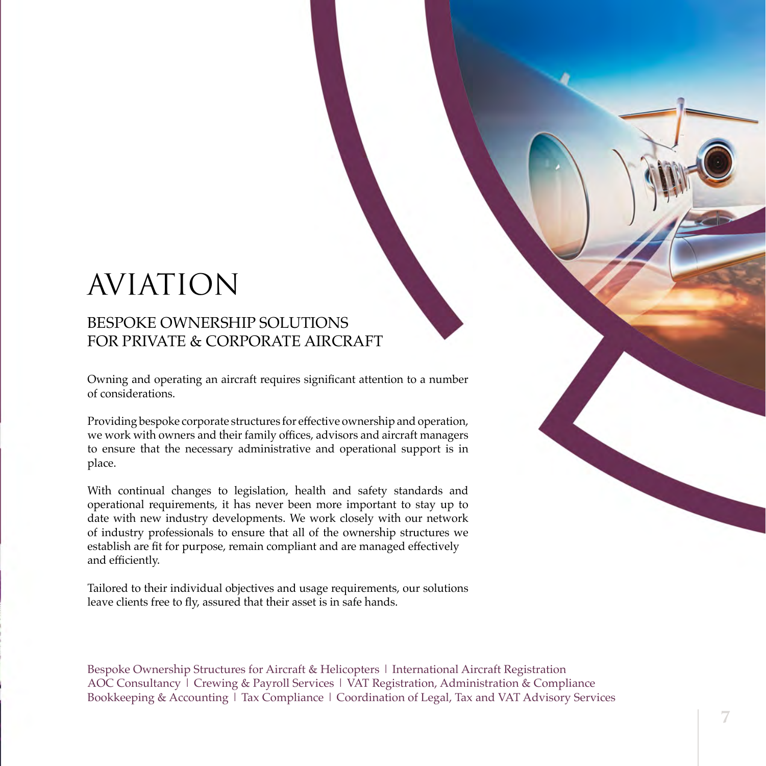# AVIATION

## BESPOKE OWNERSHIP SOLUTIONS FOR PRIVATE & CORPORATE AIRCRAFT

Owning and operating an aircraft requires significant attention to a number of considerations.

Providing bespoke corporate structures for effective ownership and operation, we work with owners and their family offices, advisors and aircraft managers to ensure that the necessary administrative and operational support is in place.

With continual changes to legislation, health and safety standards and operational requirements, it has never been more important to stay up to date with new industry developments. We work closely with our network of industry professionals to ensure that all of the ownership structures we establish are fit for purpose, remain compliant and are managed effectively and efficiently.

Tailored to their individual objectives and usage requirements, our solutions leave clients free to fly, assured that their asset is in safe hands.

Bespoke Ownership Structures for Aircraft & Helicopters | International Aircraft Registration
AOC Consultancy | Crewing & Payroll Services | VAT Registration, Administration & Compliance
Bookkeeping & Accounting | Tax Compliance | Coordination of Legal, Tax and VAT Advisory Services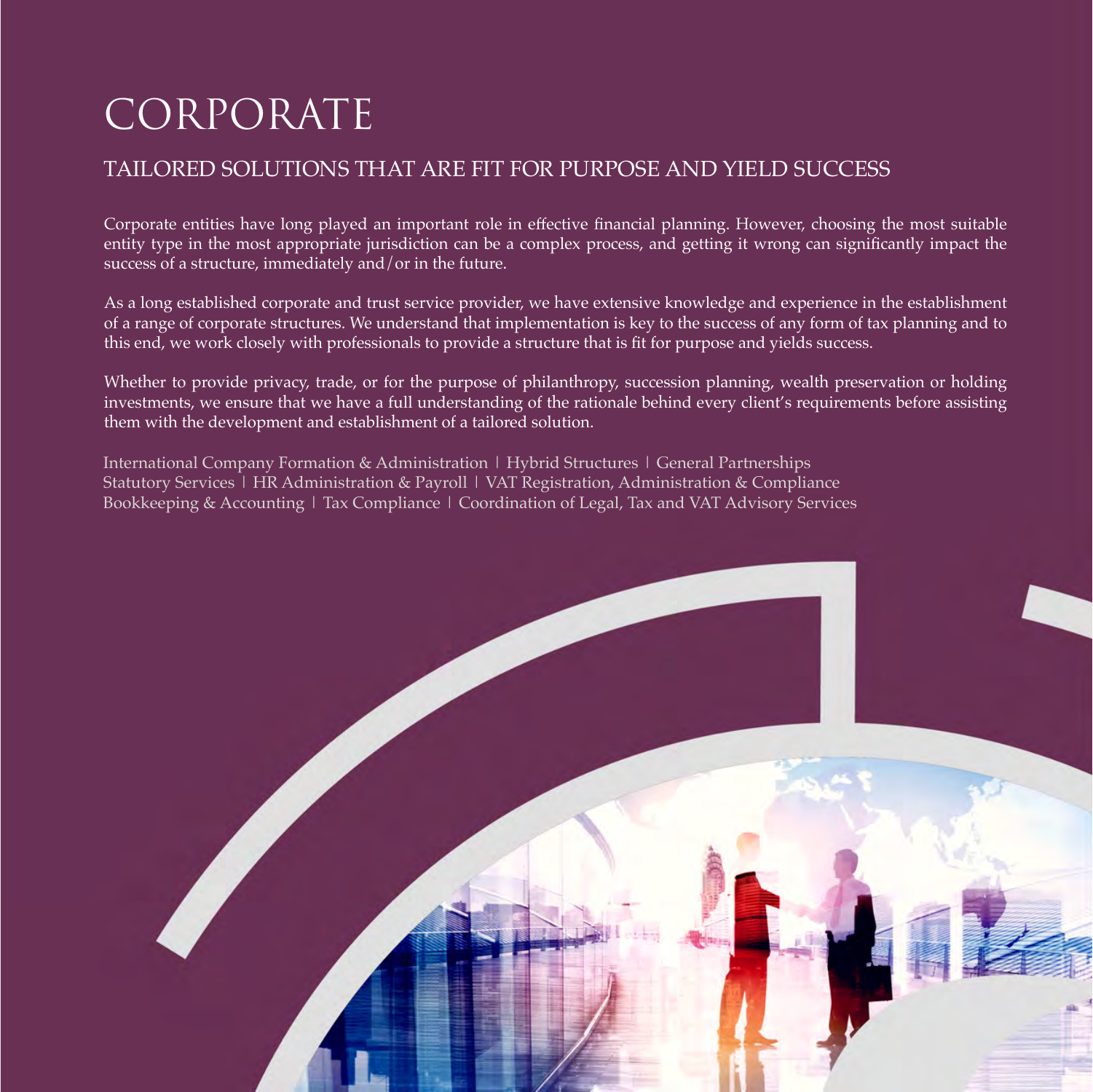# CORPORATE

## TAILORED SOLUTIONS THAT ARE FIT FOR PURPOSE AND YIELD SUCCESS

Corporate entities have long played an important role in effective financial planning. However, choosing the most suitable entity type in the most appropriate jurisdiction can be a complex process, and getting it wrong can significantly impact the success of a structure, immediately and/or in the future.

As a long established corporate and trust service provider, we have extensive knowledge and experience in the establishment of a range of corporate structures. We understand that implementation is key to the success of any form of tax planning and to this end, we work closely with professionals to provide a structure that is fit for purpose and yields success.

Whether to provide privacy, trade, or for the purpose of philanthropy, succession planning, wealth preservation or holding investments, we ensure that we have a full understanding of the rationale behind every client's requirements before assisting them with the development and establishment of a tailored solution.

International Company Formation & Administration | Hybrid Structures | General Partnerships
Statutory Services | HR Administration & Payroll | VAT Registration, Administration & Compliance
Bookkeeping & Accounting | Tax Compliance | Coordination of Legal, Tax and VAT Advisory Services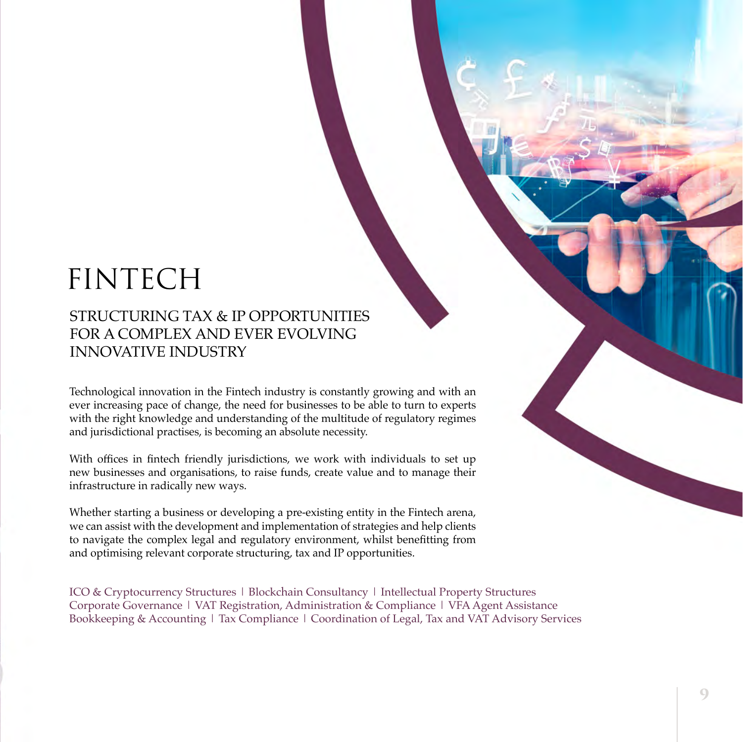# FINTECH

## STRUCTURING TAX & IP OPPORTUNITIES FOR A COMPLEX AND EVER EVOLVING INNOVATIVE INDUSTRY

Technological innovation in the Fintech industry is constantly growing and with an ever increasing pace of change, the need for businesses to be able to turn to experts with the right knowledge and understanding of the multitude of regulatory regimes and jurisdictional practises, is becoming an absolute necessity.

With offices in fintech friendly jurisdictions, we work with individuals to set up new businesses and organisations, to raise funds, create value and to manage their infrastructure in radically new ways.

Whether starting a business or developing a pre-existing entity in the Fintech arena, we can assist with the development and implementation of strategies and help clients to navigate the complex legal and regulatory environment, whilst benefitting from and optimising relevant corporate structuring, tax and IP opportunities.

ICO & Cryptocurrency Structures | Blockchain Consultancy | Intellectual Property Structures
Corporate Governance | VAT Registration, Administration & Compliance | VFA Agent Assistance
Bookkeeping & Accounting | Tax Compliance | Coordination of Legal, Tax and VAT Advisory Services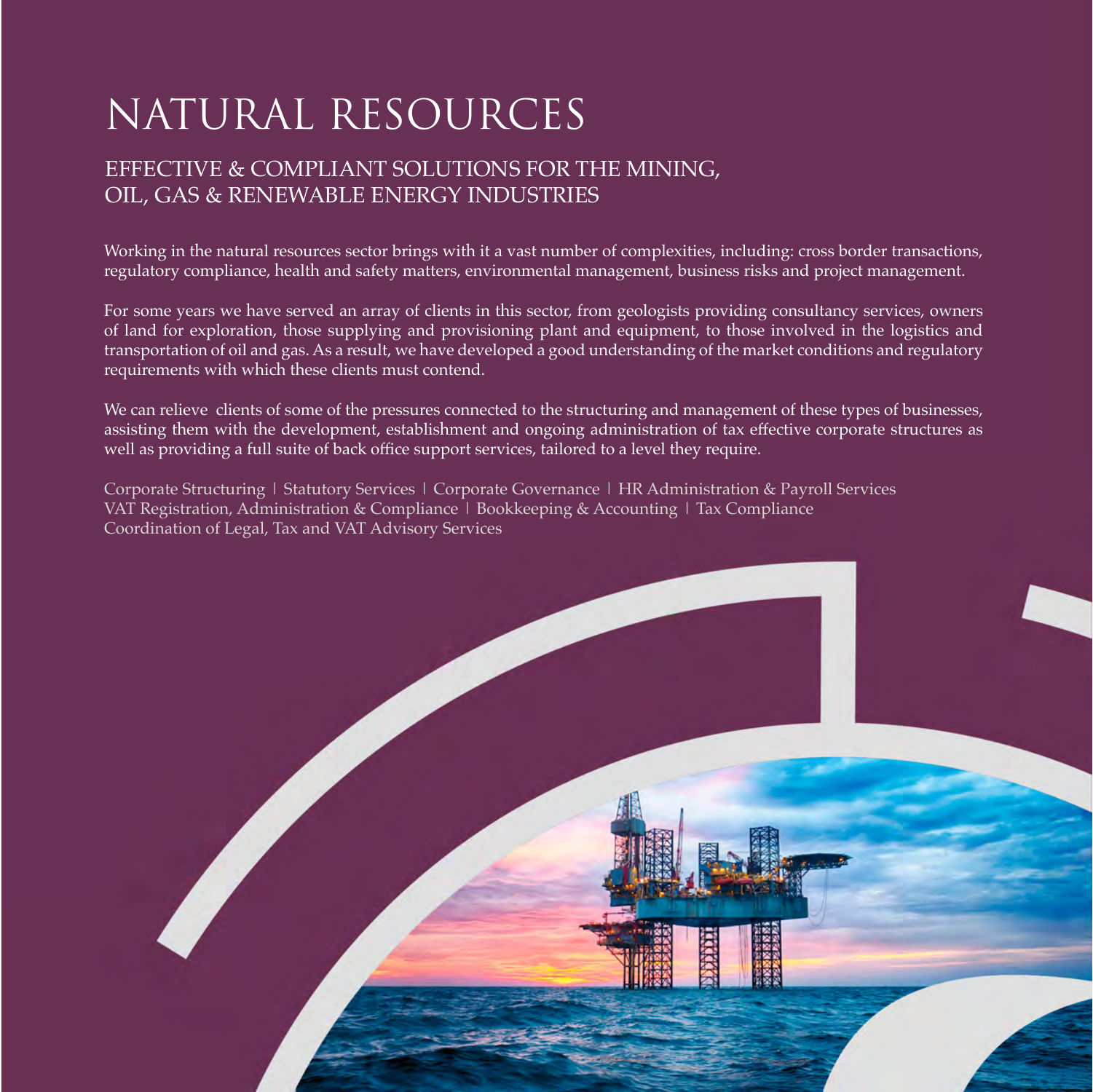# NATURAL RESOURCES

## EFFECTIVE & COMPLIANT SOLUTIONS FOR THE MINING, OIL, GAS & RENEWABLE ENERGY INDUSTRIES

Working in the natural resources sector brings with it a vast number of complexities, including: cross border transactions, regulatory compliance, health and safety matters, environmental management, business risks and project management.

For some years we have served an array of clients in this sector, from geologists providing consultancy services, owners of land for exploration, those supplying and provisioning plant and equipment, to those involved in the logistics and transportation of oil and gas. As a result, we have developed a good understanding of the market conditions and regulatory requirements with which these clients must contend.

We can relieve clients of some of the pressures connected to the structuring and management of these types of businesses, assisting them with the development, establishment and ongoing administration of tax effective corporate structures as well as providing a full suite of back office support services, tailored to a level they require.

Corporate Structuring | Statutory Services | Corporate Governance | HR Administration & Payroll Services
VAT Registration, Administration & Compliance | Bookkeeping & Accounting | Tax Compliance
Coordination of Legal, Tax and VAT Advisory Services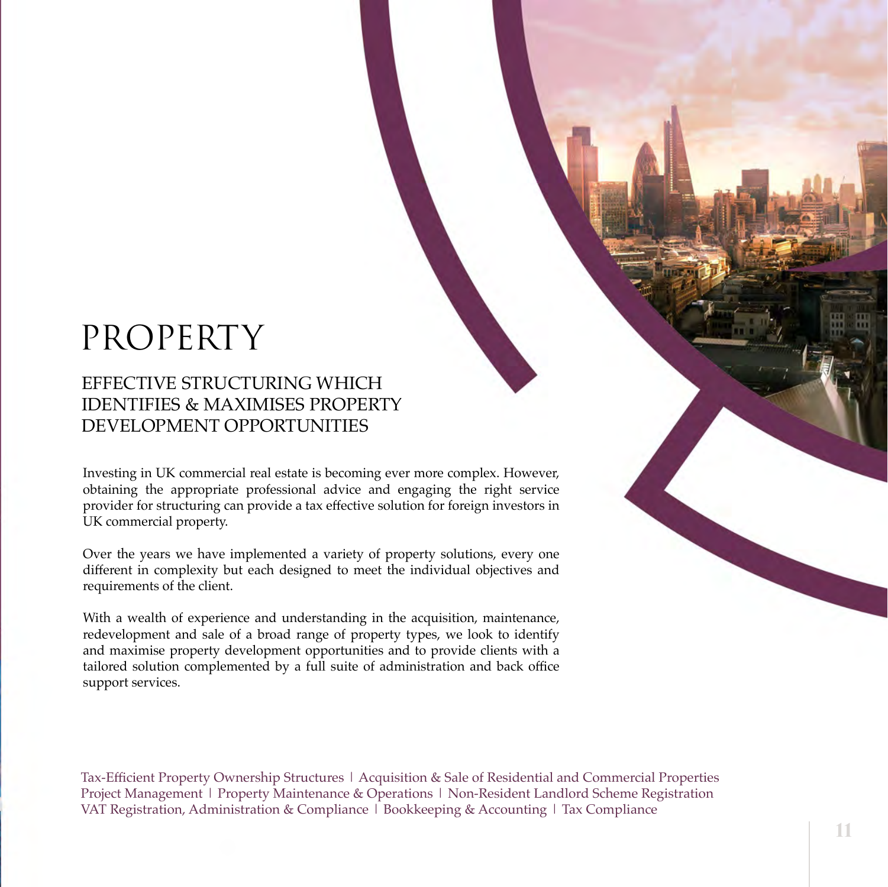# PROPERTY

## EFFECTIVE STRUCTURING WHICH IDENTIFIES & MAXIMISES PROPERTY DEVELOPMENT OPPORTUNITIES

Investing in UK commercial real estate is becoming ever more complex. However, obtaining the appropriate professional advice and engaging the right service provider for structuring can provide a tax effective solution for foreign investors in UK commercial property.

Over the years we have implemented a variety of property solutions, every one different in complexity but each designed to meet the individual objectives and requirements of the client.

With a wealth of experience and understanding in the acquisition, maintenance, redevelopment and sale of a broad range of property types, we look to identify and maximise property development opportunities and to provide clients with a tailored solution complemented by a full suite of administration and back office support services.

Tax-Efficient Property Ownership Structures | Acquisition & Sale of Residential and Commercial Properties
Project Management | Property Maintenance & Operations | Non-Resident Landlord Scheme Registration
VAT Registration, Administration & Compliance | Bookkeeping & Accounting | Tax Compliance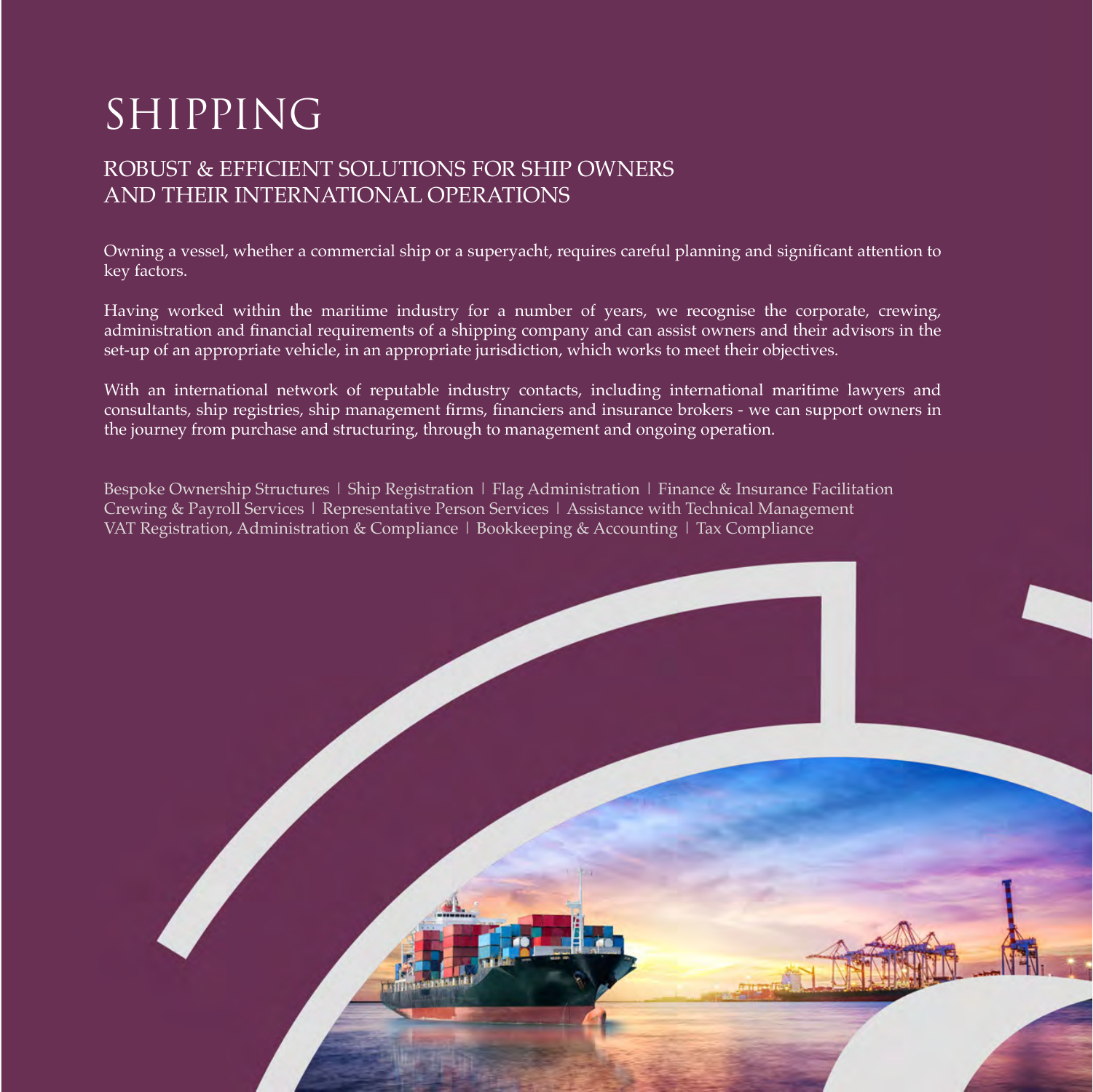# SHIPPING

## ROBUST & EFFICIENT SOLUTIONS FOR SHIP OWNERS AND THEIR INTERNATIONAL OPERATIONS

Owning a vessel, whether a commercial ship or a superyacht, requires careful planning and significant attention to key factors.

Having worked within the maritime industry for a number of years, we recognise the corporate, crewing, administration and financial requirements of a shipping company and can assist owners and their advisors in the set-up of an appropriate vehicle, in an appropriate jurisdiction, which works to meet their objectives.

With an international network of reputable industry contacts, including international maritime lawyers and consultants, ship registries, ship management firms, financiers and insurance brokers - we can support owners in the journey from purchase and structuring, through to management and ongoing operation.

Bespoke Ownership Structures | Ship Registration | Flag Administration | Finance & Insurance Facilitation
Crewing & Payroll Services | Representative Person Services | Assistance with Technical Management
VAT Registration, Administration & Compliance | Bookkeeping & Accounting | Tax Compliance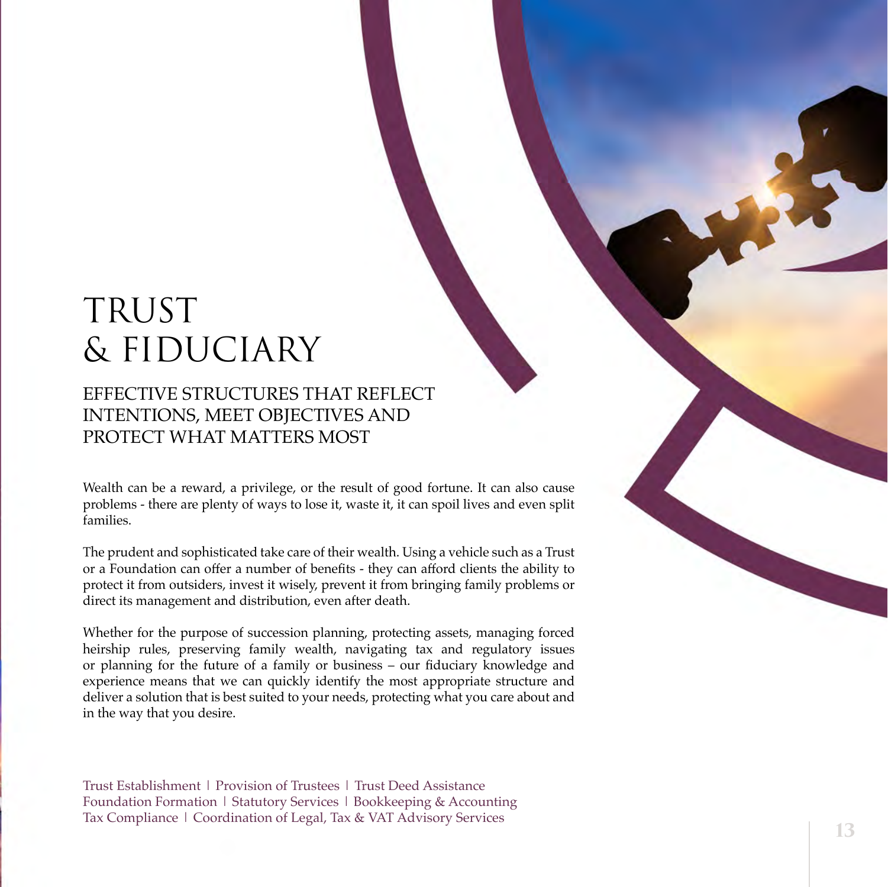# TRUST & FIDUCIARY

## EFFECTIVE STRUCTURES THAT REFLECT INTENTIONS, MEET OBJECTIVES AND PROTECT WHAT MATTERS MOST

Wealth can be a reward, a privilege, or the result of good fortune. It can also cause problems - there are plenty of ways to lose it, waste it, it can spoil lives and even split families.

The prudent and sophisticated take care of their wealth. Using a vehicle such as a Trust or a Foundation can offer a number of benefits - they can afford clients the ability to protect it from outsiders, invest it wisely, prevent it from bringing family problems or direct its management and distribution, even after death.

Whether for the purpose of succession planning, protecting assets, managing forced heirship rules, preserving family wealth, navigating tax and regulatory issues or planning for the future of a family or business – our fiduciary knowledge and experience means that we can quickly identify the most appropriate structure and deliver a solution that is best suited to your needs, protecting what you care about and in the way that you desire.

Trust Establishment | Provision of Trustees | Trust Deed Assistance
Foundation Formation | Statutory Services | Bookkeeping & Accounting
Tax Compliance | Coordination of Legal, Tax & VAT Advisory Services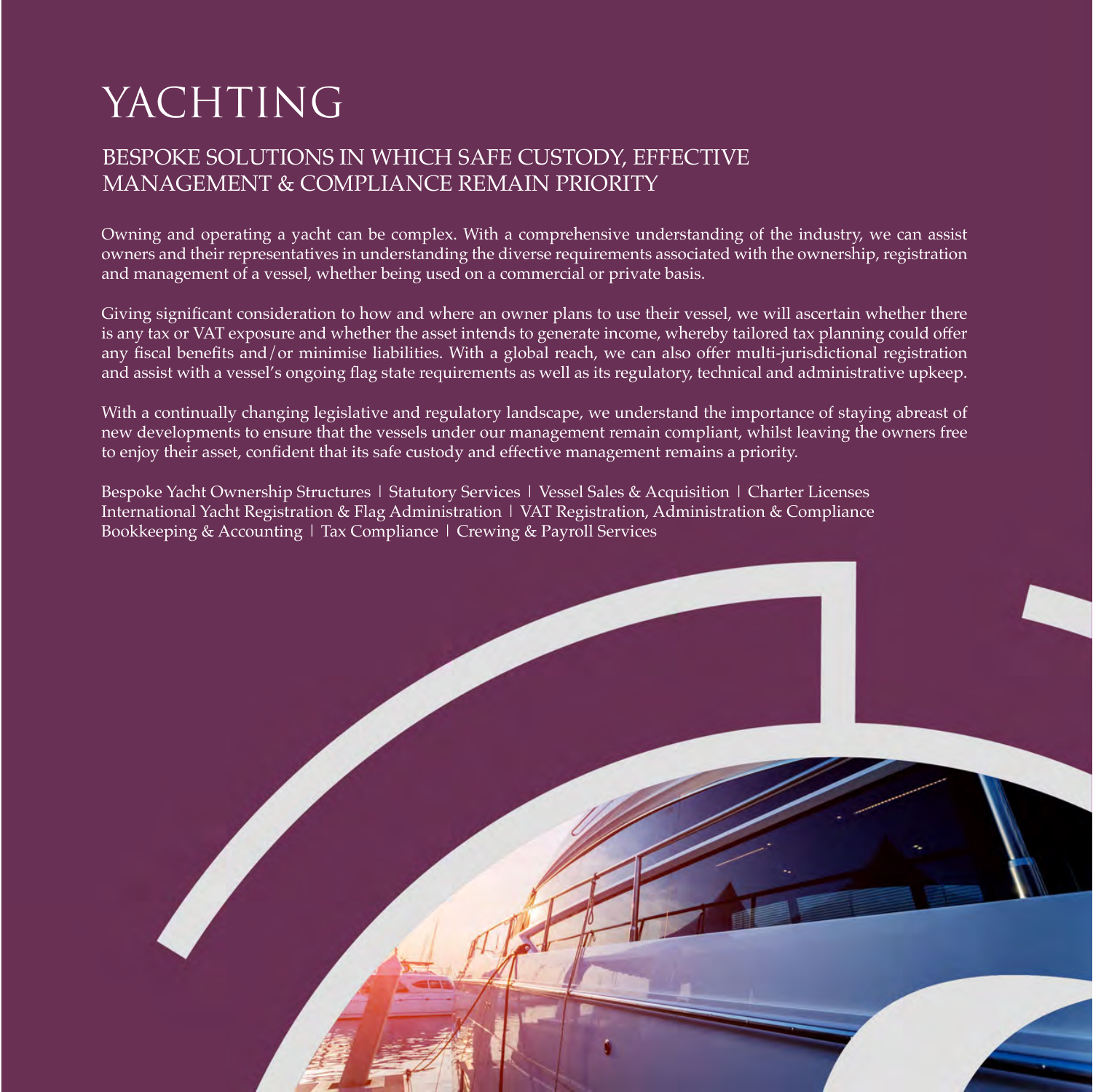# YACHTING

## BESPOKE SOLUTIONS IN WHICH SAFE CUSTODY, EFFECTIVE MANAGEMENT & COMPLIANCE REMAIN PRIORITY

Owning and operating a yacht can be complex. With a comprehensive understanding of the industry, we can assist owners and their representatives in understanding the diverse requirements associated with the ownership, registration and management of a vessel, whether being used on a commercial or private basis.

Giving significant consideration to how and where an owner plans to use their vessel, we will ascertain whether there is any tax or VAT exposure and whether the asset intends to generate income, whereby tailored tax planning could offer any fiscal benefits and/or minimise liabilities. With a global reach, we can also offer multi-jurisdictional registration and assist with a vessel's ongoing flag state requirements as well as its regulatory, technical and administrative upkeep.

With a continually changing legislative and regulatory landscape, we understand the importance of staying abreast of new developments to ensure that the vessels under our management remain compliant, whilst leaving the owners free to enjoy their asset, confident that its safe custody and effective management remains a priority.

Bespoke Yacht Ownership Structures | Statutory Services | Vessel Sales & Acquisition | Charter Licenses
International Yacht Registration & Flag Administration | VAT Registration, Administration & Compliance
Bookkeeping & Accounting | Tax Compliance | Crewing & Payroll Services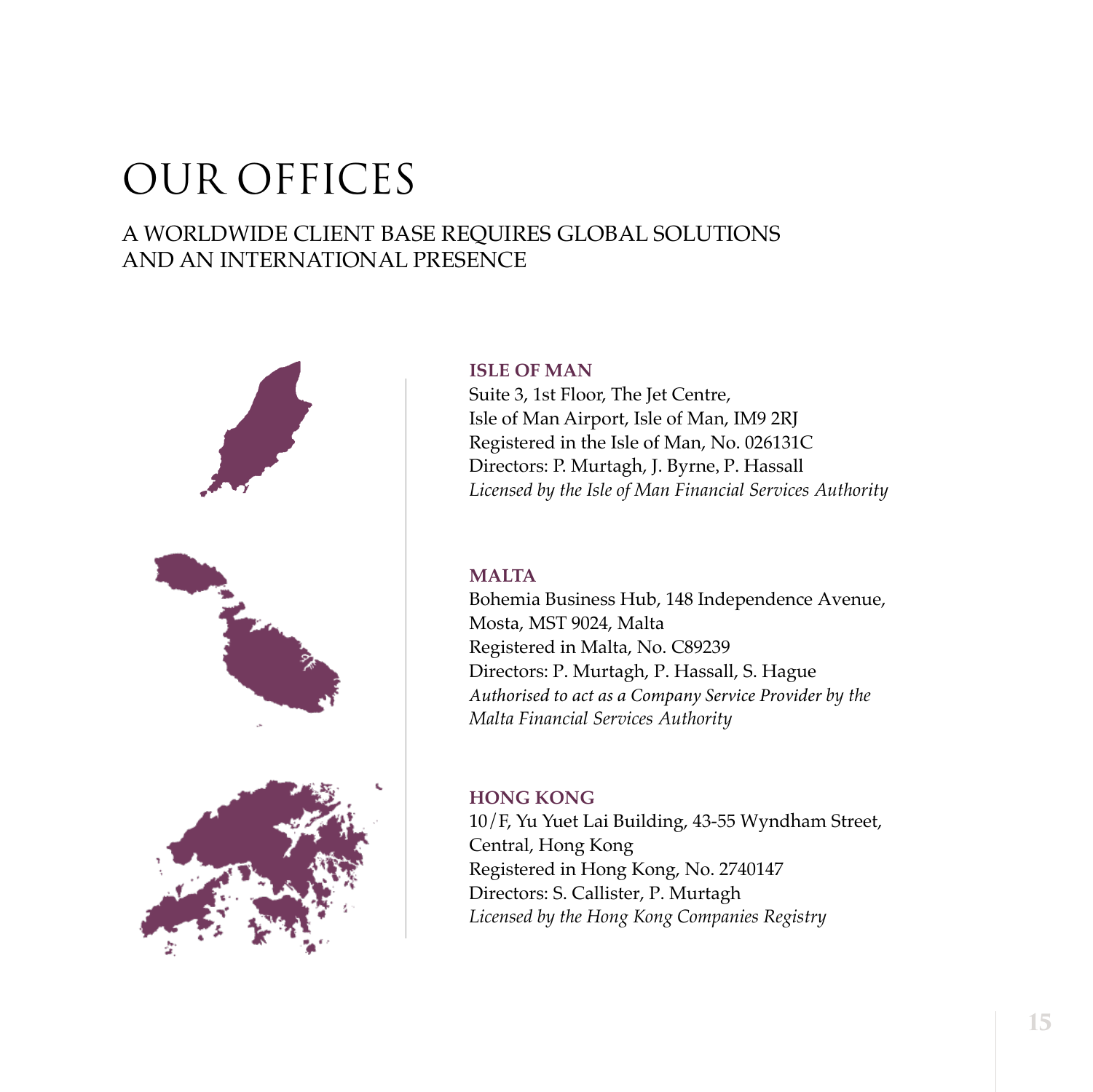# OUR OFFICES

## A WORLDWIDE CLIENT BASE REQUIRES GLOBAL SOLUTIONS AND AN INTERNATIONAL PRESENCE

### ISLE OF MAN

Suite 3, 1st Floor, The Jet Centre,
Isle of Man Airport, Isle of Man, IM9 2RJ
Registered in the Isle of Man, No. 026131C
Directors: P. Murtagh, J. Byrne, P. Hassall
*Licensed by the Isle of Man Financial Services Authority*

### MALTA

Bohemia Business Hub, 148 Independence Avenue,
Mosta, MST 9024, Malta
Registered in Malta, No. C89239
Directors: P. Murtagh, P. Hassall, S. Hague
*Authorised to act as a Company Service Provider by the Malta Financial Services Authority*

### HONG KONG

10/F, Yu Yuet Lai Building, 43-55 Wyndham Street,
Central, Hong Kong
Registered in Hong Kong, No. 2740147
Directors: S. Callister, P. Murtagh
*Licensed by the Hong Kong Companies Registry*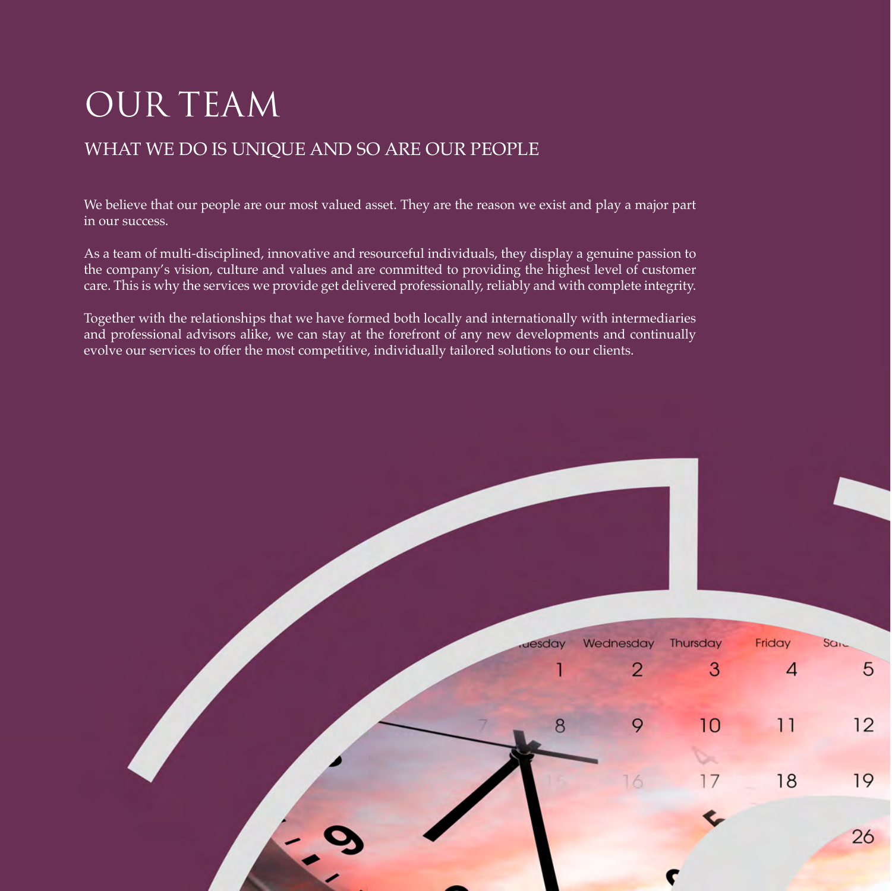# OUR TEAM

## WHAT WE DO IS UNIQUE AND SO ARE OUR PEOPLE

We believe that our people are our most valued asset. They are the reason we exist and play a major part in our success.

As a team of multi-disciplined, innovative and resourceful individuals, they display a genuine passion to the company's vision, culture and values and are committed to providing the highest level of customer care. This is why the services we provide get delivered professionally, reliably and with complete integrity.

Together with the relationships that we have formed both locally and internationally with intermediaries and professional advisors alike, we can stay at the forefront of any new developments and continually evolve our services to offer the most competitive, individually tailored solutions to our clients.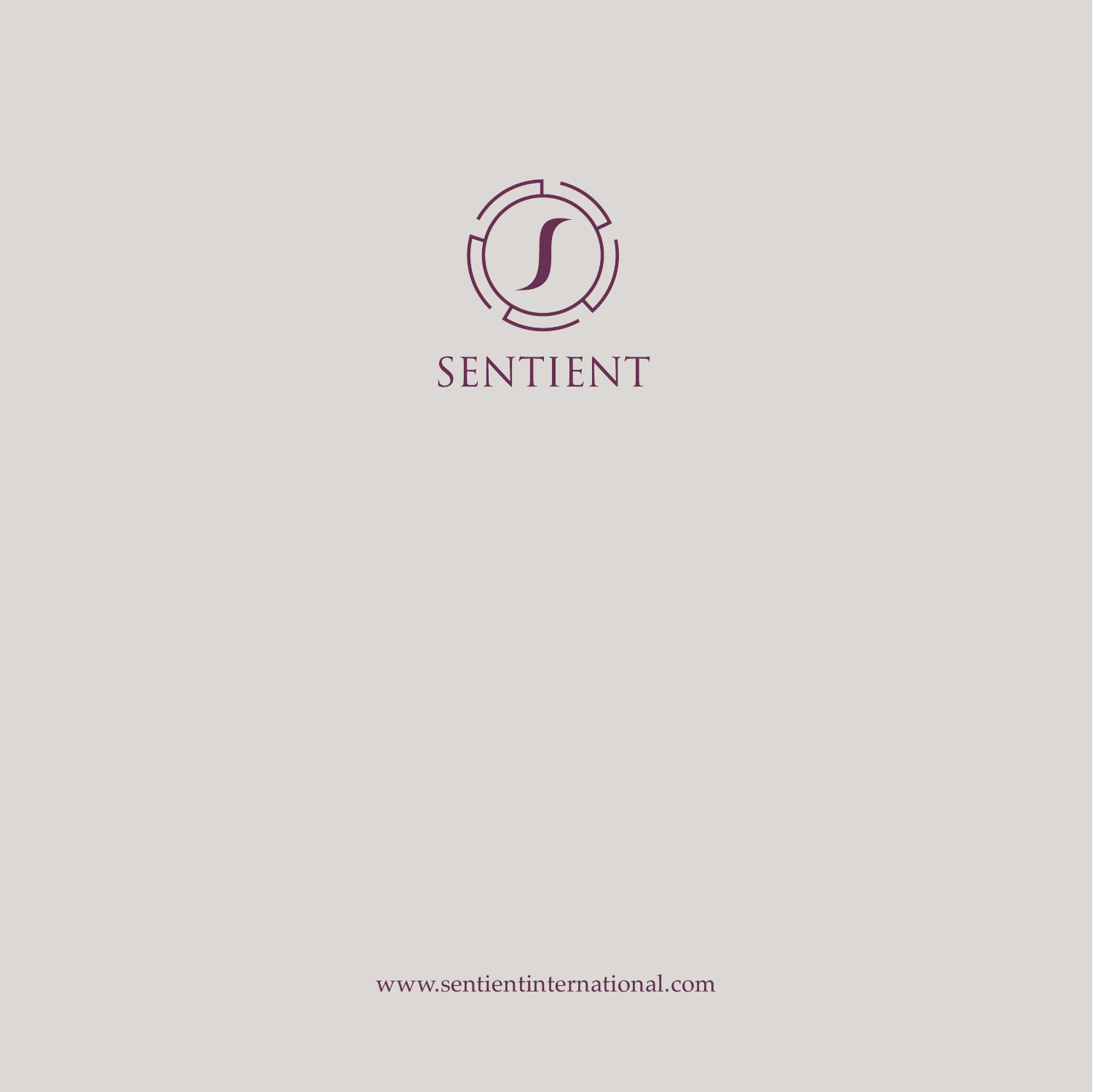SENTIENT

www.sentientinternational.com